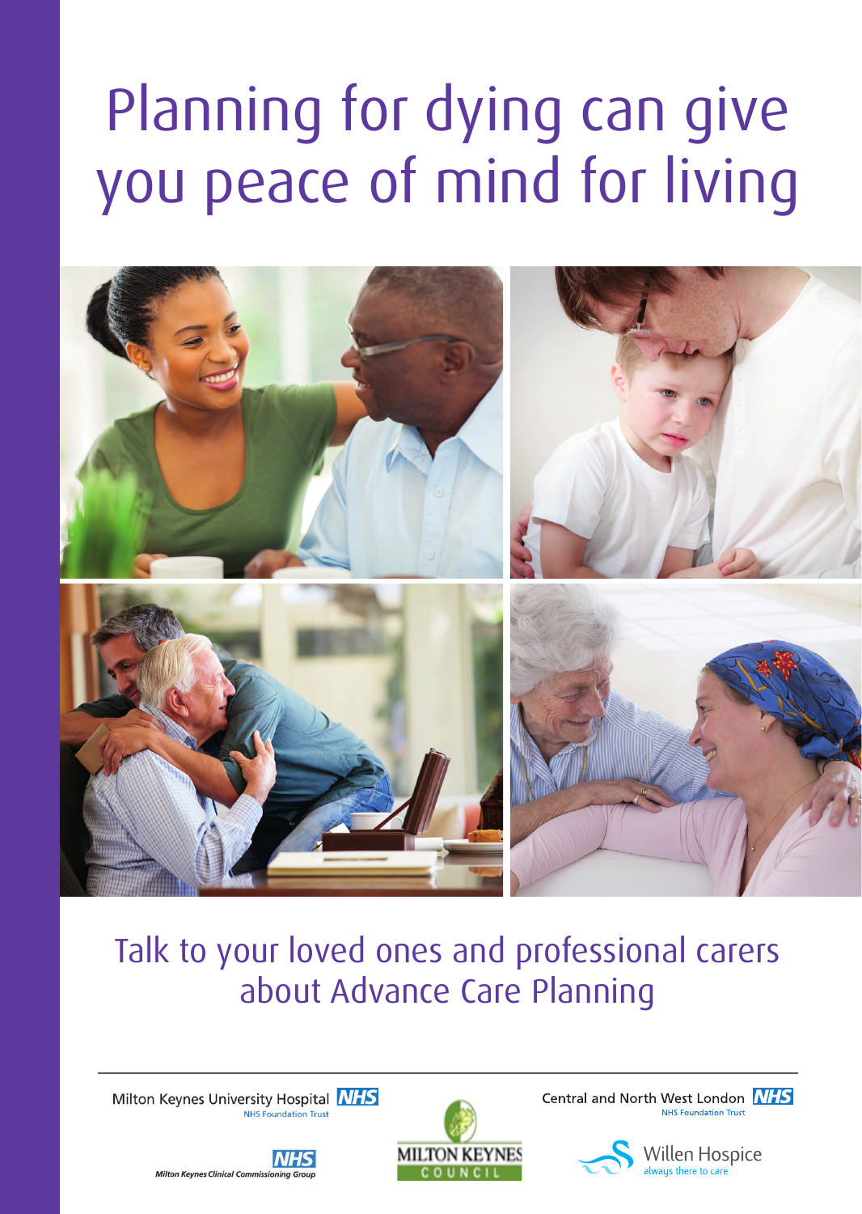# Planning for dying can give you peace of mind for living

## Talk to your loved ones and professional carers about Advance Care Planning

Milton Keynes University Hospital NHS
NHS Foundation Trust

NHS
Milton Keynes Clinical Commissioning Group

MILTON KEYNES COUNCIL

Central and North West London NHS
NHS Foundation Trust

Willen Hospice
always there to care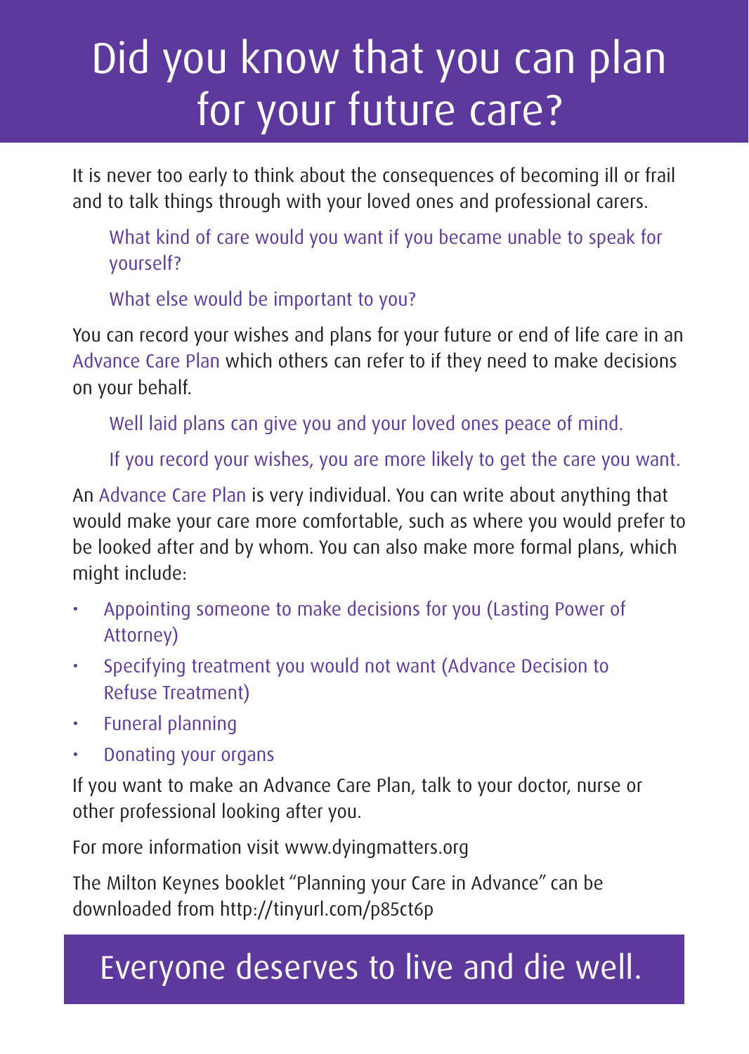# Did you know that you can plan for your future care?

It is never too early to think about the consequences of becoming ill or frail and to talk things through with your loved ones and professional carers.

What kind of care would you want if you became unable to speak for yourself?

What else would be important to you?

You can record your wishes and plans for your future or end of life care in an Advance Care Plan which others can refer to if they need to make decisions on your behalf.

Well laid plans can give you and your loved ones peace of mind.

If you record your wishes, you are more likely to get the care you want.

An Advance Care Plan is very individual. You can write about anything that would make your care more comfortable, such as where you would prefer to be looked after and by whom. You can also make more formal plans, which might include:

- Appointing someone to make decisions for you (Lasting Power of Attorney)
- Specifying treatment you would not want (Advance Decision to Refuse Treatment)
- Funeral planning
- Donating your organs

If you want to make an Advance Care Plan, talk to your doctor, nurse or other professional looking after you.

For more information visit www.dyingmatters.org

The Milton Keynes booklet "Planning your Care in Advance" can be downloaded from http://tinyurl.com/p85ct6p

## Everyone deserves to live and die well.